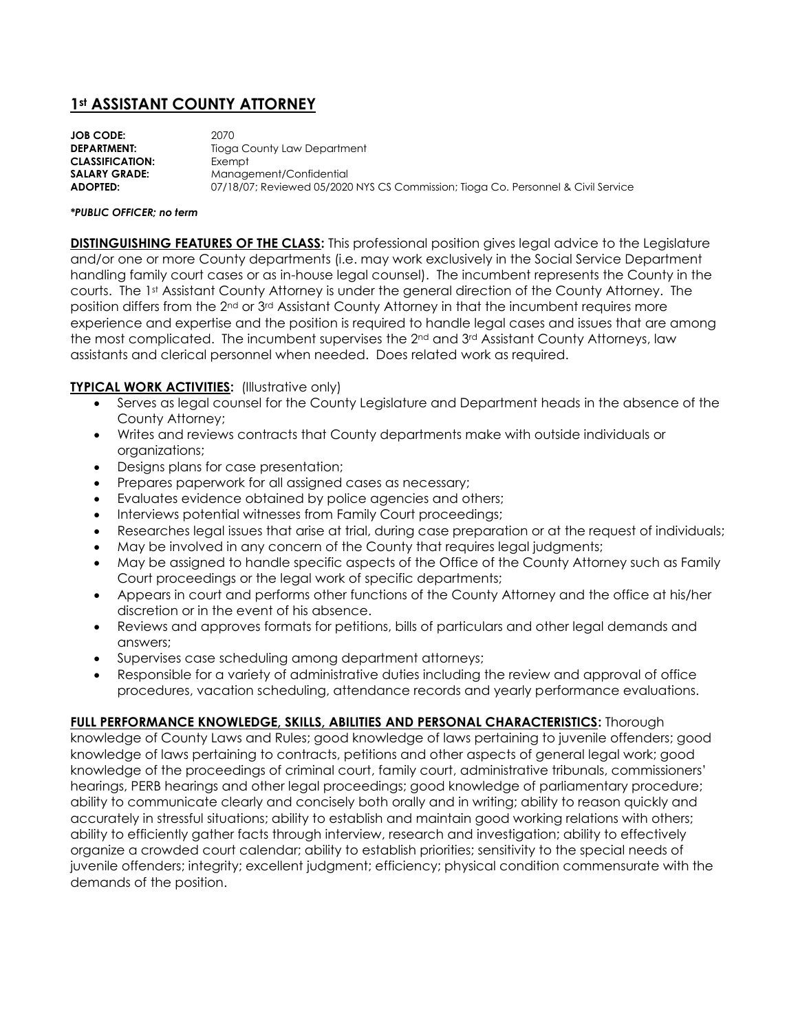# 1st ASSISTANT COUNTY ATTORNEY

**JOB CODE:** 2070
**DEPARTMENT:** Tioga County Law Department
**CLASSIFICATION:** Exempt
**SALARY GRADE:** Management/Confidential
**ADOPTED:** 07/18/07; Reviewed 05/2020 NYS CS Commission; Tioga Co. Personnel & Civil Service

***PUBLIC OFFICER; no term***

**DISTINGUISHING FEATURES OF THE CLASS:** This professional position gives legal advice to the Legislature and/or one or more County departments (i.e. may work exclusively in the Social Service Department handling family court cases or as in-house legal counsel). The incumbent represents the County in the courts. The 1st Assistant County Attorney is under the general direction of the County Attorney. The position differs from the 2nd or 3rd Assistant County Attorney in that the incumbent requires more experience and expertise and the position is required to handle legal cases and issues that are among the most complicated. The incumbent supervises the 2nd and 3rd Assistant County Attorneys, law assistants and clerical personnel when needed. Does related work as required.

**TYPICAL WORK ACTIVITIES:** (Illustrative only)

- Serves as legal counsel for the County Legislature and Department heads in the absence of the County Attorney;
- Writes and reviews contracts that County departments make with outside individuals or organizations;
- Designs plans for case presentation;
- Prepares paperwork for all assigned cases as necessary;
- Evaluates evidence obtained by police agencies and others;
- Interviews potential witnesses from Family Court proceedings;
- Researches legal issues that arise at trial, during case preparation or at the request of individuals;
- May be involved in any concern of the County that requires legal judgments;
- May be assigned to handle specific aspects of the Office of the County Attorney such as Family Court proceedings or the legal work of specific departments;
- Appears in court and performs other functions of the County Attorney and the office at his/her discretion or in the event of his absence.
- Reviews and approves formats for petitions, bills of particulars and other legal demands and answers;
- Supervises case scheduling among department attorneys;
- Responsible for a variety of administrative duties including the review and approval of office procedures, vacation scheduling, attendance records and yearly performance evaluations.

**FULL PERFORMANCE KNOWLEDGE, SKILLS, ABILITIES AND PERSONAL CHARACTERISTICS:** Thorough knowledge of County Laws and Rules; good knowledge of laws pertaining to juvenile offenders; good knowledge of laws pertaining to contracts, petitions and other aspects of general legal work; good knowledge of the proceedings of criminal court, family court, administrative tribunals, commissioners' hearings, PERB hearings and other legal proceedings; good knowledge of parliamentary procedure; ability to communicate clearly and concisely both orally and in writing; ability to reason quickly and accurately in stressful situations; ability to establish and maintain good working relations with others; ability to efficiently gather facts through interview, research and investigation; ability to effectively organize a crowded court calendar; ability to establish priorities; sensitivity to the special needs of juvenile offenders; integrity; excellent judgment; efficiency; physical condition commensurate with the demands of the position.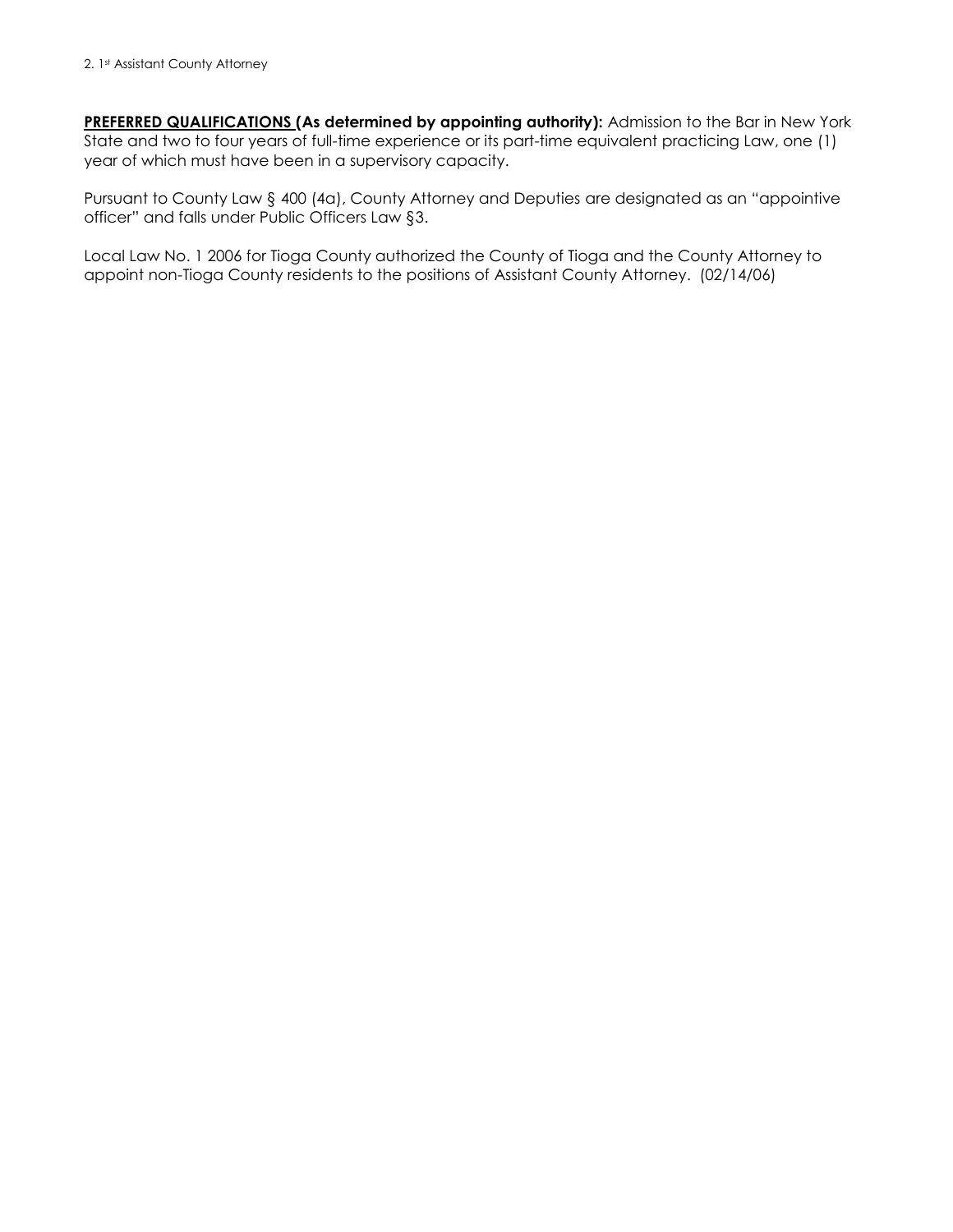**PREFERRED QUALIFICATIONS (As determined by appointing authority):** Admission to the Bar in New York State and two to four years of full-time experience or its part-time equivalent practicing Law, one (1) year of which must have been in a supervisory capacity.

Pursuant to County Law § 400 (4a), County Attorney and Deputies are designated as an "appointive officer" and falls under Public Officers Law §3.

Local Law No. 1 2006 for Tioga County authorized the County of Tioga and the County Attorney to appoint non-Tioga County residents to the positions of Assistant County Attorney. (02/14/06)